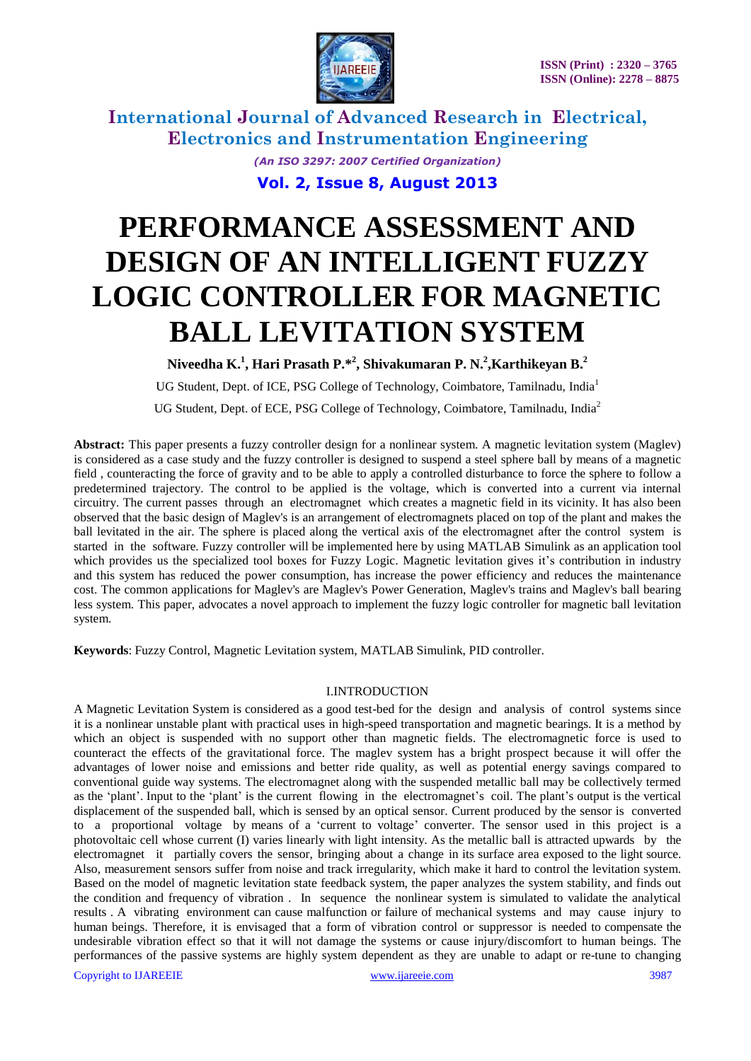# PERFORMANCE ASSESSMENT AND DESIGN OF AN INTELLIGENT FUZZY LOGIC CONTROLLER FOR MAGNETIC BALL LEVITATION SYSTEM

**Niveedha K.[1], Hari Prasath P.*[2], Shivakumaran P. N.[2],Karthikeyan B.[2]**

UG Student, Dept. of ICE, PSG College of Technology, Coimbatore, Tamilnadu, India[1]

UG Student, Dept. of ECE, PSG College of Technology, Coimbatore, Tamilnadu, India[2]

**Abstract:** This paper presents a fuzzy controller design for a nonlinear system. A magnetic levitation system (Maglev) is considered as a case study and the fuzzy controller is designed to suspend a steel sphere ball by means of a magnetic field , counteracting the force of gravity and to be able to apply a controlled disturbance to force the sphere to follow a predetermined trajectory. The control to be applied is the voltage, which is converted into a current via internal circuitry. The current passes through an electromagnet which creates a magnetic field in its vicinity. It has also been observed that the basic design of Maglev's is an arrangement of electromagnets placed on top of the plant and makes the ball levitated in the air. The sphere is placed along the vertical axis of the electromagnet after the control system is started in the software. Fuzzy controller will be implemented here by using MATLAB Simulink as an application tool which provides us the specialized tool boxes for Fuzzy Logic. Magnetic levitation gives it's contribution in industry and this system has reduced the power consumption, has increase the power efficiency and reduces the maintenance cost. The common applications for Maglev's are Maglev's Power Generation, Maglev's trains and Maglev's ball bearing less system. This paper, advocates a novel approach to implement the fuzzy logic controller for magnetic ball levitation system.

**Keywords**: Fuzzy Control, Magnetic Levitation system, MATLAB Simulink, PID controller.

## I.INTRODUCTION

A Magnetic Levitation System is considered as a good test-bed for the design and analysis of control systems since it is a nonlinear unstable plant with practical uses in high-speed transportation and magnetic bearings. It is a method by which an object is suspended with no support other than magnetic fields. The electromagnetic force is used to counteract the effects of the gravitational force. The maglev system has a bright prospect because it will offer the advantages of lower noise and emissions and better ride quality, as well as potential energy savings compared to conventional guide way systems. The electromagnet along with the suspended metallic ball may be collectively termed as the 'plant'. Input to the 'plant' is the current flowing in the electromagnet's coil. The plant's output is the vertical displacement of the suspended ball, which is sensed by an optical sensor. Current produced by the sensor is converted to a proportional voltage by means of a 'current to voltage' converter. The sensor used in this project is a photovoltaic cell whose current (I) varies linearly with light intensity. As the metallic ball is attracted upwards by the electromagnet it partially covers the sensor, bringing about a change in its surface area exposed to the light source. Also, measurement sensors suffer from noise and track irregularity, which make it hard to control the levitation system. Based on the model of magnetic levitation state feedback system, the paper analyzes the system stability, and finds out the condition and frequency of vibration . In sequence the nonlinear system is simulated to validate the analytical results . A vibrating environment can cause malfunction or failure of mechanical systems and may cause injury to human beings. Therefore, it is envisaged that a form of vibration control or suppressor is needed to compensate the undesirable vibration effect so that it will not damage the systems or cause injury/discomfort to human beings. The performances of the passive systems are highly system dependent as they are unable to adapt or re-tune to changing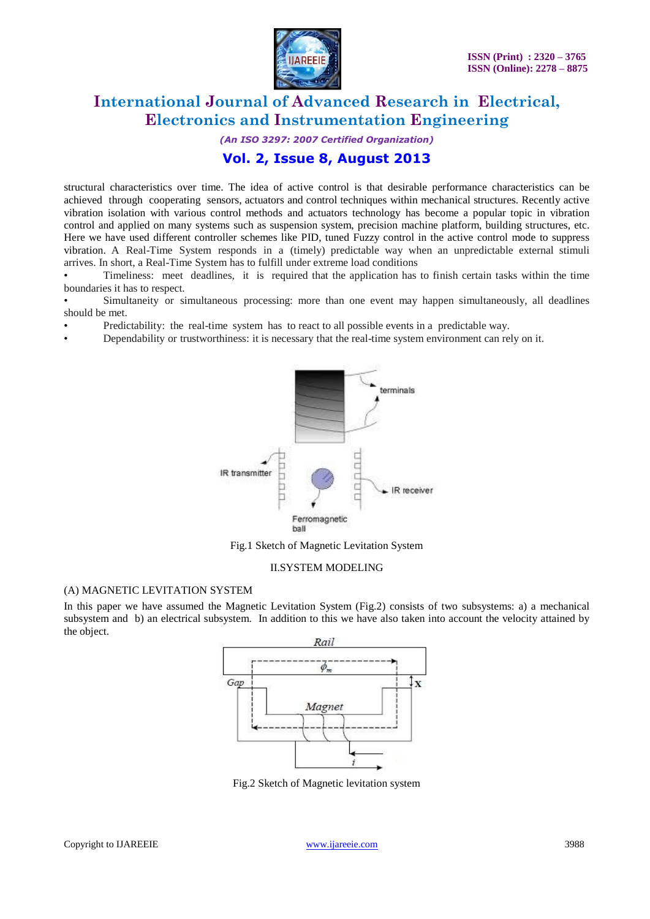structural characteristics over time. The idea of active control is that desirable performance characteristics can be achieved through cooperating sensors, actuators and control techniques within mechanical structures. Recently active vibration isolation with various control methods and actuators technology has become a popular topic in vibration control and applied on many systems such as suspension system, precision machine platform, building structures, etc. Here we have used different controller schemes like PID, tuned Fuzzy control in the active control mode to suppress vibration. A Real-Time System responds in a (timely) predictable way when an unpredictable external stimuli arrives. In short, a Real-Time System has to fulfill under extreme load conditions

- Timeliness: meet deadlines, it is required that the application has to finish certain tasks within the time boundaries it has to respect.
- Simultaneity or simultaneous processing: more than one event may happen simultaneously, all deadlines should be met.
- Predictability: the real-time system has to react to all possible events in a predictable way.
- Dependability or trustworthiness: it is necessary that the real-time system environment can rely on it.

terminals

IR transmitter

IR receiver

Ferromagnetic ball

Fig.1 Sketch of Magnetic Levitation System

## II.SYSTEM MODELING

### (A) MAGNETIC LEVITATION SYSTEM

In this paper we have assumed the Magnetic Levitation System (Fig.2) consists of two subsystems: a) a mechanical subsystem and b) an electrical subsystem. In addition to this we have also taken into account the velocity attained by the object.

Rail

$\phi_m$

Gap

X

Magnet

$i$

Fig.2 Sketch of Magnetic levitation system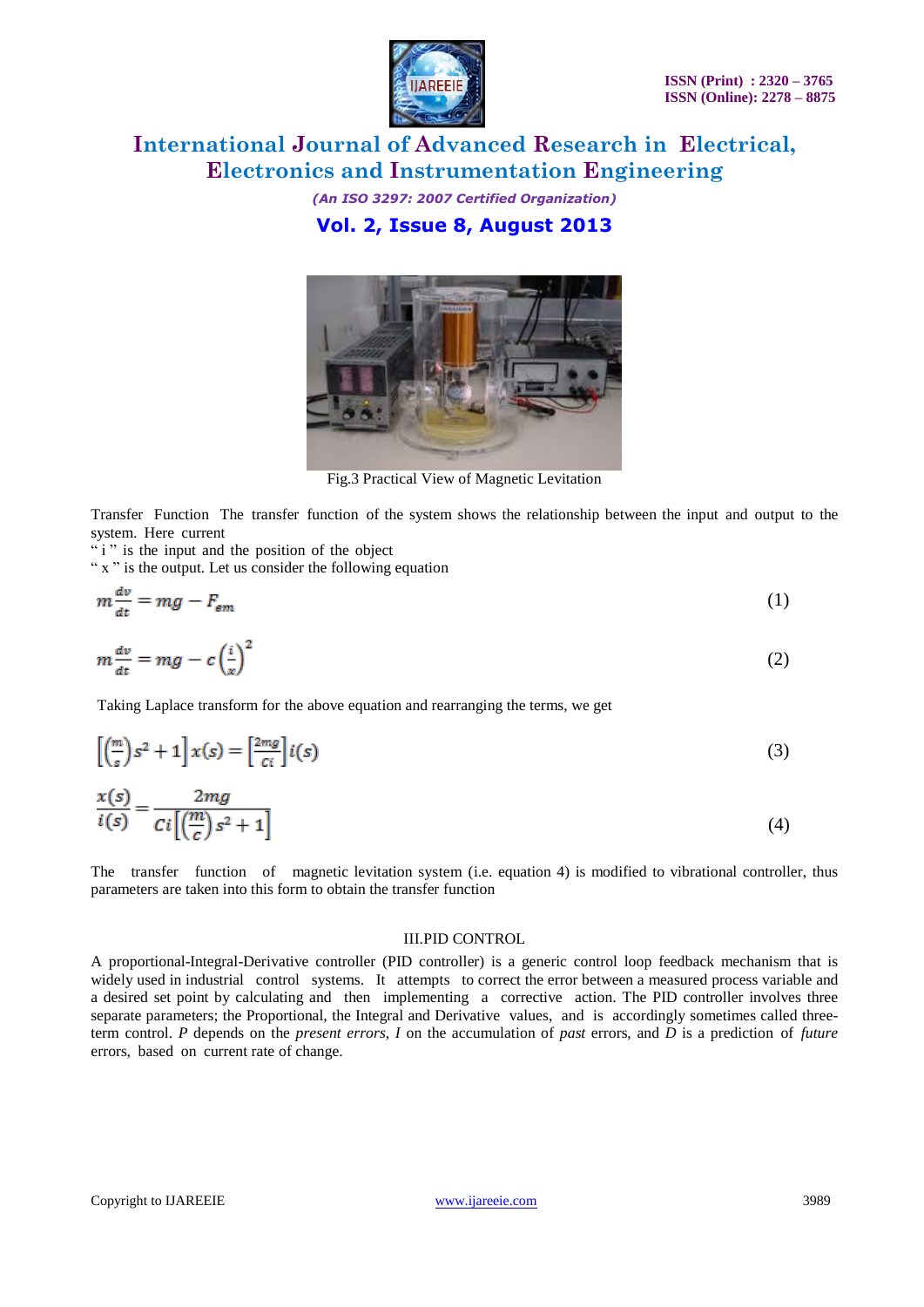Fig.3 Practical View of Magnetic Levitation

Transfer Function The transfer function of the system shows the relationship between the input and output to the system. Here current
" i " is the input and the position of the object
" x " is the output. Let us consider the following equation

$$m\frac{dv}{dt} = mg - F_{em} \tag{1}$$

$$m\frac{dv}{dt} = mg - c\left(\frac{i}{x}\right)^2 \tag{2}$$

Taking Laplace transform for the above equation and rearranging the terms, we get

$$\left[\left(\frac{m}{s}\right)s^2 + 1\right]x(s) = \left[\frac{2mg}{Ci}\right]i(s) \tag{3}$$

$$\frac{x(s)}{i(s)} = \frac{2mg}{Ci\left[\left(\frac{m}{c}\right)s^2 + 1\right]} \tag{4}$$

The transfer function of magnetic levitation system (i.e. equation 4) is modified to vibrational controller, thus parameters are taken into this form to obtain the transfer function

## III.PID CONTROL

A proportional-Integral-Derivative controller (PID controller) is a generic control loop feedback mechanism that is widely used in industrial control systems. It attempts to correct the error between a measured process variable and a desired set point by calculating and then implementing a corrective action. The PID controller involves three separate parameters; the Proportional, the Integral and Derivative values, and is accordingly sometimes called three-term control. *P* depends on the *present errors*, *I* on the accumulation of *past* errors, and *D* is a prediction of *future* errors, based on current rate of change.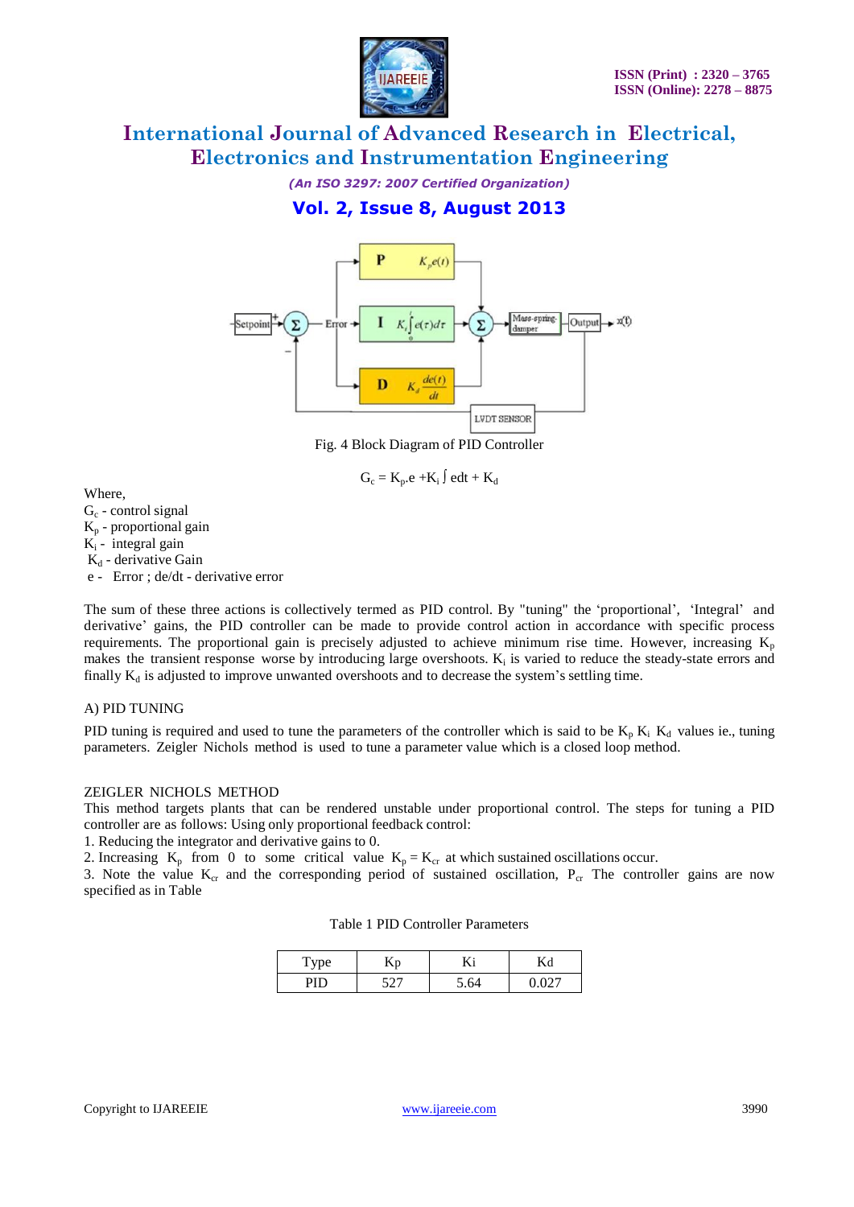Fig. 4 Block Diagram of PID Controller

$$G_c = K_p.e + K_i \int edt + K_d$$

Where,

$G_c$ - control signal

$K_p$ - proportional gain

$K_i$ - integral gain

$K_d$ - derivative Gain

e - Error ; de/dt - derivative error

The sum of these three actions is collectively termed as PID control. By "tuning" the 'proportional', 'Integral' and derivative' gains, the PID controller can be made to provide control action in accordance with specific process requirements. The proportional gain is precisely adjusted to achieve minimum rise time. However, increasing $K_p$ makes the transient response worse by introducing large overshoots. $K_i$ is varied to reduce the steady-state errors and finally $K_d$ is adjusted to improve unwanted overshoots and to decrease the system's settling time.

A) PID TUNING

PID tuning is required and used to tune the parameters of the controller which is said to be $K_p$ $K_i$ $K_d$ values ie., tuning parameters. Zeigler Nichols method is used to tune a parameter value which is a closed loop method.

ZEIGLER NICHOLS METHOD

This method targets plants that can be rendered unstable under proportional control. The steps for tuning a PID controller are as follows: Using only proportional feedback control:

1. Reducing the integrator and derivative gains to 0.
2. Increasing $K_p$ from 0 to some critical value $K_p = K_{cr}$ at which sustained oscillations occur.
3. Note the value $K_{cr}$ and the corresponding period of sustained oscillation, $P_{cr}$ The controller gains are now specified as in Table

Table 1 PID Controller Parameters

| Type | Kp | Ki | Kd |
|---|---|---|---|
| PID | 527 | 5.64 | 0.027 |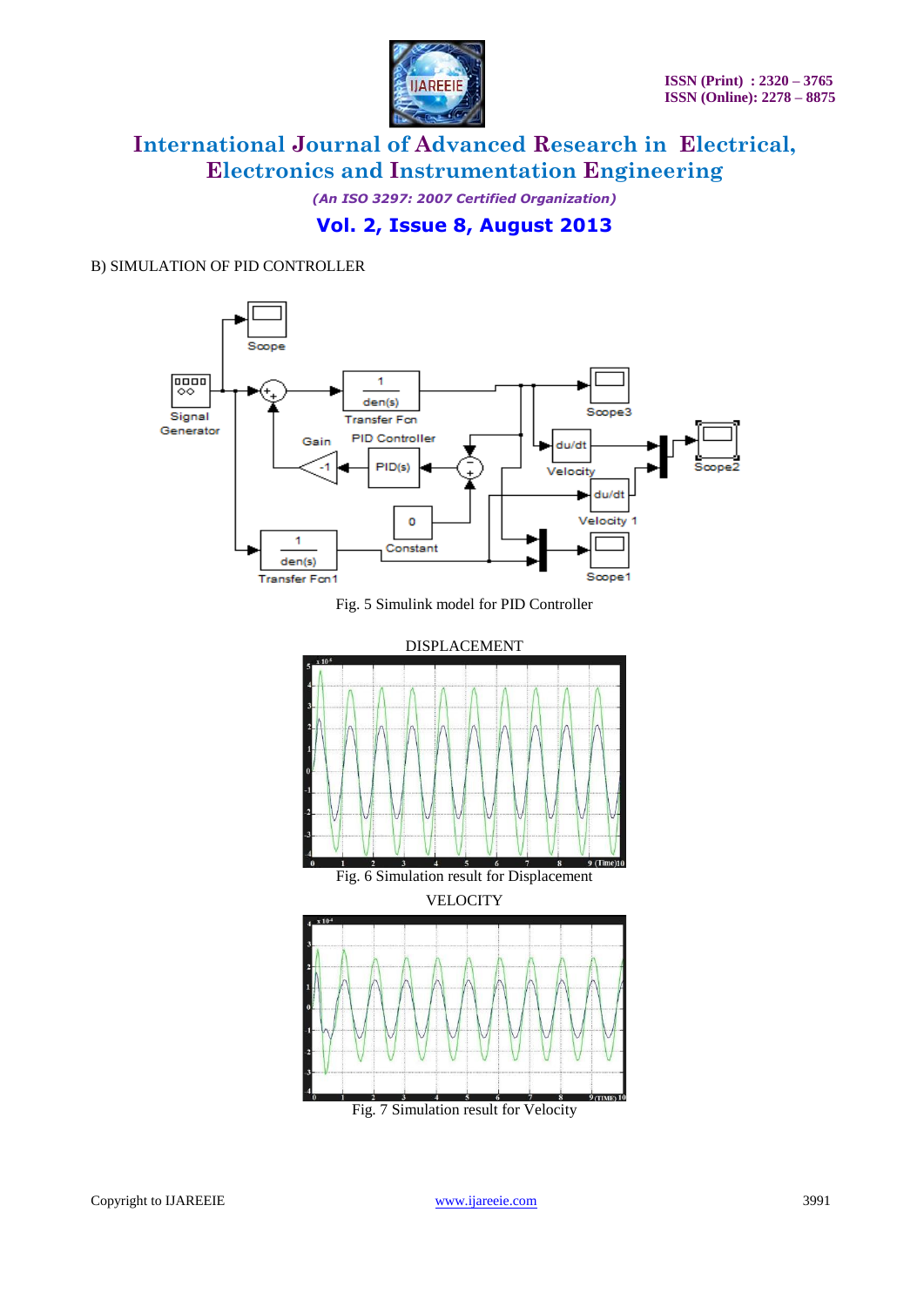B) SIMULATION OF PID CONTROLLER

Fig. 5 Simulink model for PID Controller

DISPLACEMENT

Fig. 6 Simulation result for Displacement

VELOCITY

Fig. 7 Simulation result for Velocity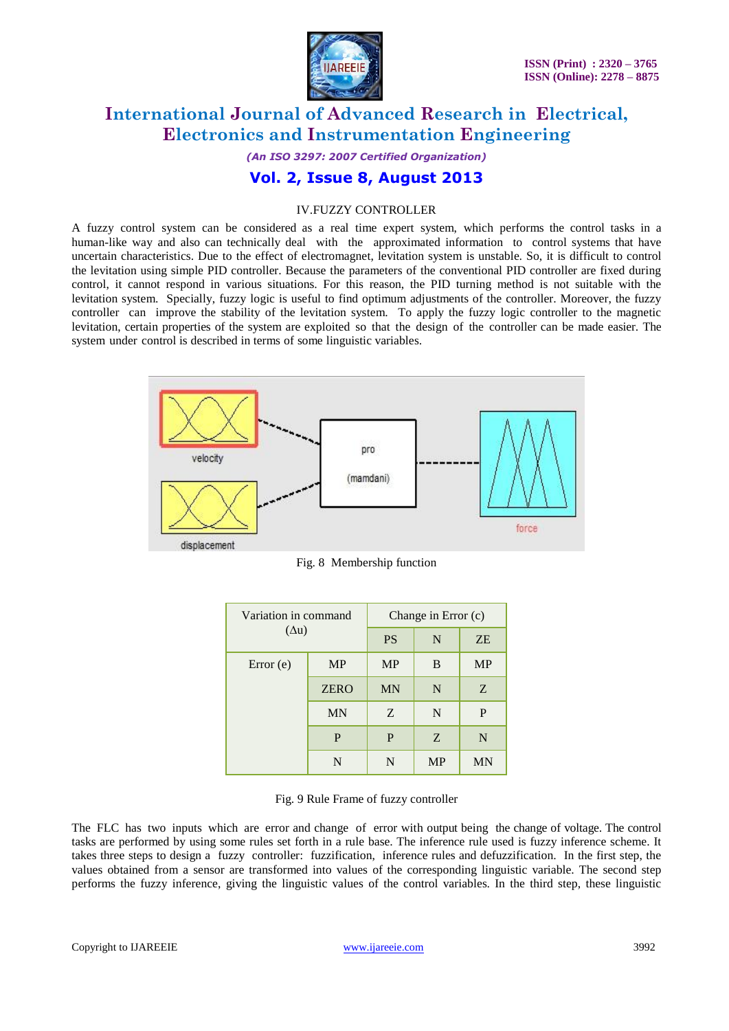## IV. FUZZY CONTROLLER

A fuzzy control system can be considered as a real time expert system, which performs the control tasks in a human-like way and also can technically deal with the approximated information to control systems that have uncertain characteristics. Due to the effect of electromagnet, levitation system is unstable. So, it is difficult to control the levitation using simple PID controller. Because the parameters of the conventional PID controller are fixed during control, it cannot respond in various situations. For this reason, the PID turning method is not suitable with the levitation system. Specially, fuzzy logic is useful to find optimum adjustments of the controller. Moreover, the fuzzy controller can improve the stability of the levitation system. To apply the fuzzy logic controller to the magnetic levitation, certain properties of the system are exploited so that the design of the controller can be made easier. The system under control is described in terms of some linguistic variables.

Fig. 8 Membership function

| Variation in command (Δu) | | Change in Error (c) | | |
|---|---|---|---|---|
| | | PS | N | ZE |
| Error (e) | MP | MP | B | MP |
| | ZERO | MN | N | Z |
| | MN | Z | N | P |
| | P | P | Z | N |
| | N | N | MP | MN |

Fig. 9 Rule Frame of fuzzy controller

The FLC has two inputs which are error and change of error with output being the change of voltage. The control tasks are performed by using some rules set forth in a rule base. The inference rule used is fuzzy inference scheme. It takes three steps to design a fuzzy controller: fuzzification, inference rules and defuzzification. In the first step, the values obtained from a sensor are transformed into values of the corresponding linguistic variable. The second step performs the fuzzy inference, giving the linguistic values of the control variables. In the third step, these linguistic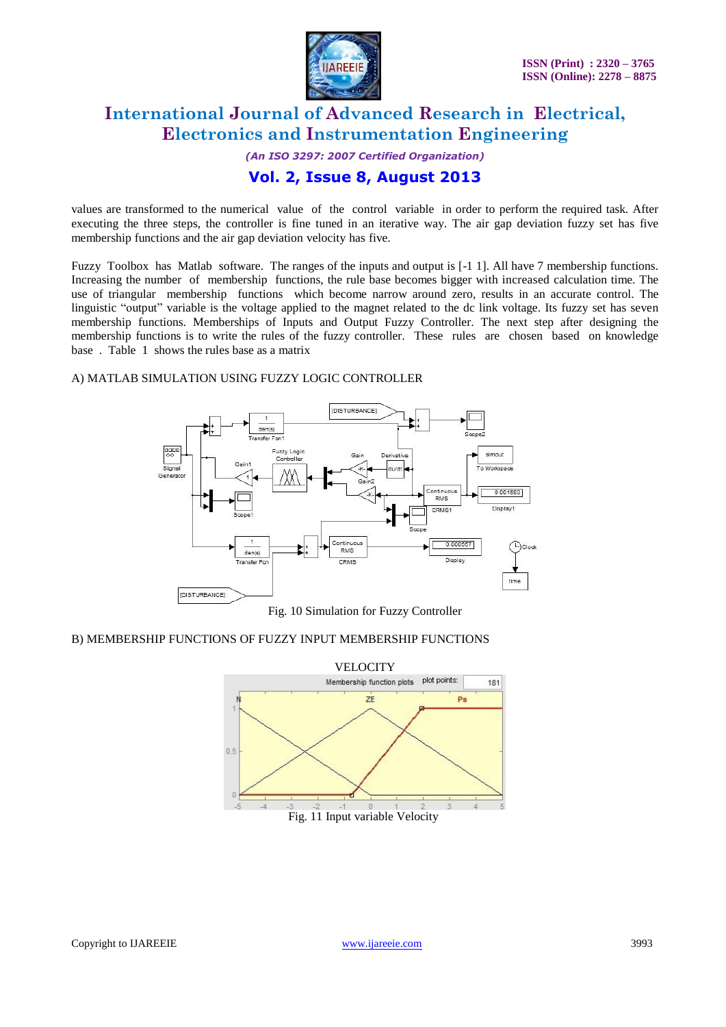values are transformed to the numerical value of the control variable in order to perform the required task. After executing the three steps, the controller is fine tuned in an iterative way. The air gap deviation fuzzy set has five membership functions and the air gap deviation velocity has five.

Fuzzy Toolbox has Matlab software. The ranges of the inputs and output is [-1 1]. All have 7 membership functions. Increasing the number of membership functions, the rule base becomes bigger with increased calculation time. The use of triangular membership functions which become narrow around zero, results in an accurate control. The linguistic "output" variable is the voltage applied to the magnet related to the dc link voltage. Its fuzzy set has seven membership functions. Memberships of Inputs and Output Fuzzy Controller. The next step after designing the membership functions is to write the rules of the fuzzy controller. These rules are chosen based on knowledge base . Table 1 shows the rules base as a matrix

A) MATLAB SIMULATION USING FUZZY LOGIC CONTROLLER

Fig. 10 Simulation for Fuzzy Controller

B) MEMBERSHIP FUNCTIONS OF FUZZY INPUT MEMBERSHIP FUNCTIONS

VELOCITY

Fig. 11 Input variable Velocity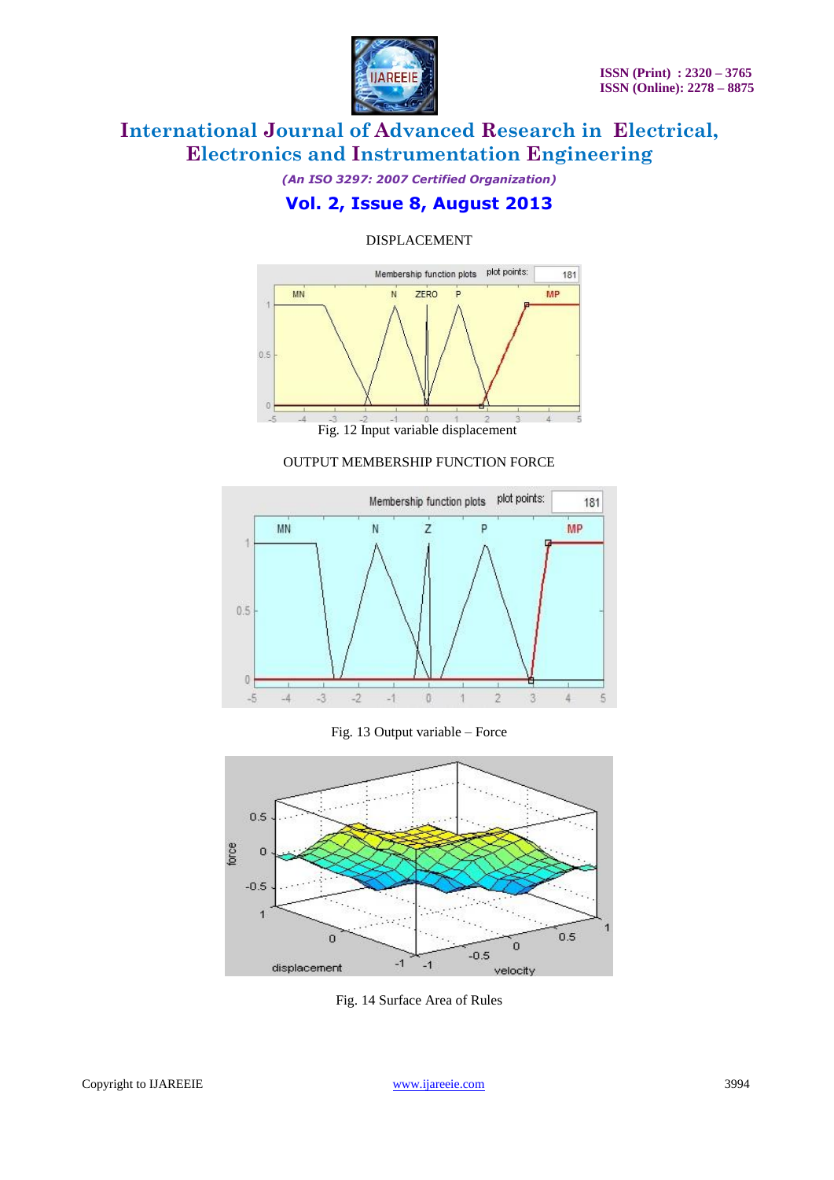DISPLACEMENT

Fig. 12 Input variable displacement

OUTPUT MEMBERSHIP FUNCTION FORCE

Fig. 13 Output variable – Force

Fig. 14 Surface Area of Rules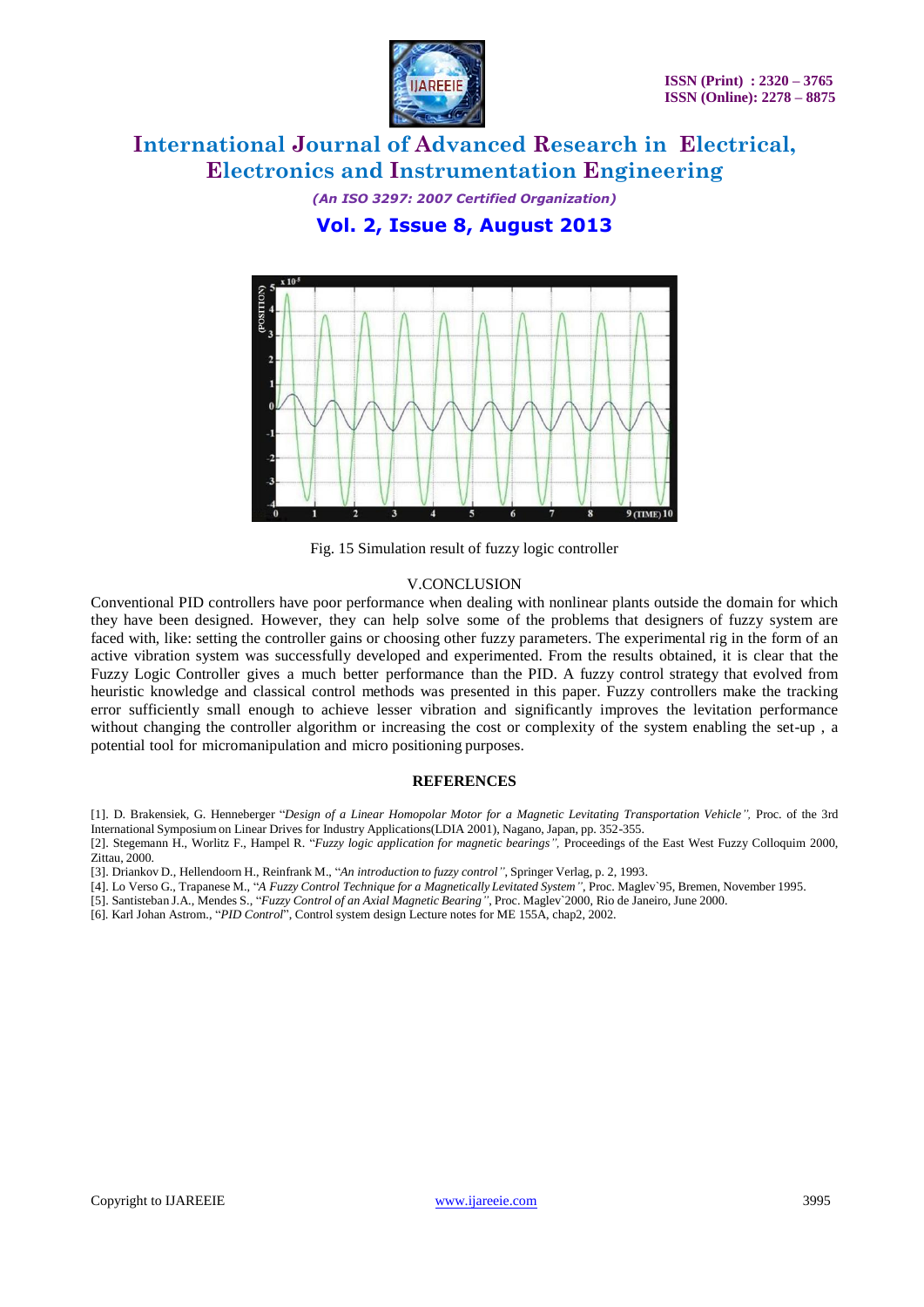x 10⁻⁵

(POSITION)

5
4
3
2
1
0
-1
-2
-3
-4

0 1 2 3 4 5 6 7 8 9 (TIME) 10

Fig. 15 Simulation result of fuzzy logic controller

## V.CONCLUSION

Conventional PID controllers have poor performance when dealing with nonlinear plants outside the domain for which they have been designed. However, they can help solve some of the problems that designers of fuzzy system are faced with, like: setting the controller gains or choosing other fuzzy parameters. The experimental rig in the form of an active vibration system was successfully developed and experimented. From the results obtained, it is clear that the Fuzzy Logic Controller gives a much better performance than the PID. A fuzzy control strategy that evolved from heuristic knowledge and classical control methods was presented in this paper. Fuzzy controllers make the tracking error sufficiently small enough to achieve lesser vibration and significantly improves the levitation performance without changing the controller algorithm or increasing the cost or complexity of the system enabling the set-up , a potential tool for micromanipulation and micro positioning purposes.

## REFERENCES

[1]. D. Brakensiek, G. Henneberger "*Design of a Linear Homopolar Motor for a Magnetic Levitating Transportation Vehicle",* Proc. of the 3rd International Symposium on Linear Drives for Industry Applications(LDIA 2001), Nagano, Japan, pp. 352-355.

[2]. Stegemann H., Worlitz F., Hampel R. "*Fuzzy logic application for magnetic bearings",* Proceedings of the East West Fuzzy Colloquim 2000, Zittau, 2000.

[3]. Driankov D., Hellendoorn H., Reinfrank M., "*An introduction to fuzzy control"*, Springer Verlag, p. 2, 1993.

[4]. Lo Verso G., Trapanese M., "*A Fuzzy Control Technique for a Magnetically Levitated System"*, Proc. Maglev`95, Bremen, November 1995.

[5]. Santisteban J.A., Mendes S., "*Fuzzy Control of an Axial Magnetic Bearing"*, Proc. Maglev`2000, Rio de Janeiro, June 2000.

[6]. Karl Johan Astrom., "*PID Control*", Control system design Lecture notes for ME 155A, chap2, 2002.